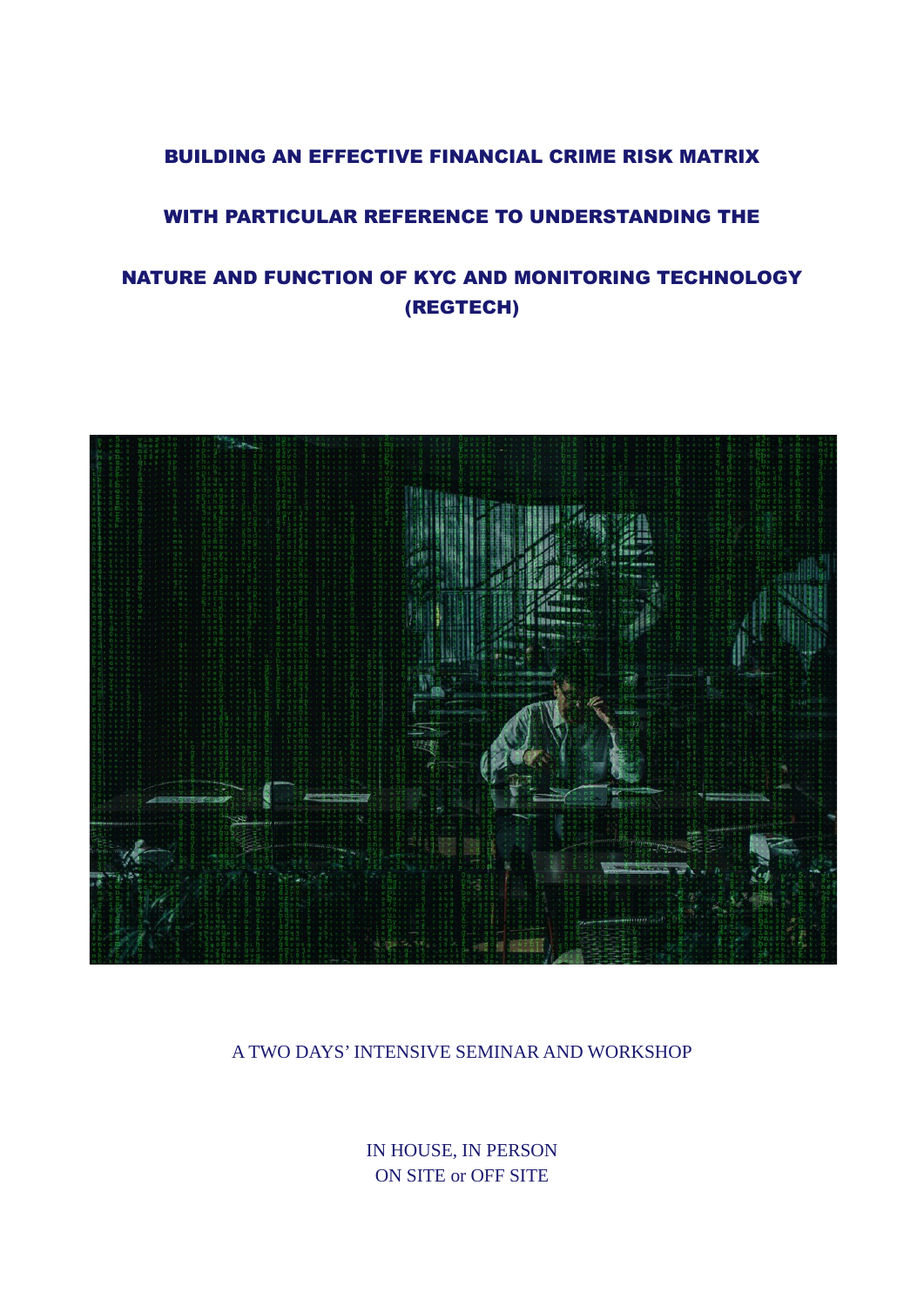# BUILDING AN EFFECTIVE FINANCIAL CRIME RISK MATRIX

## WITH PARTICULAR REFERENCE TO UNDERSTANDING THE

## NATURE AND FUNCTION OF KYC AND MONITORING TECHNOLOGY (REGTECH)

A TWO DAYS' INTENSIVE SEMINAR AND WORKSHOP

IN HOUSE, IN PERSON
ON SITE or OFF SITE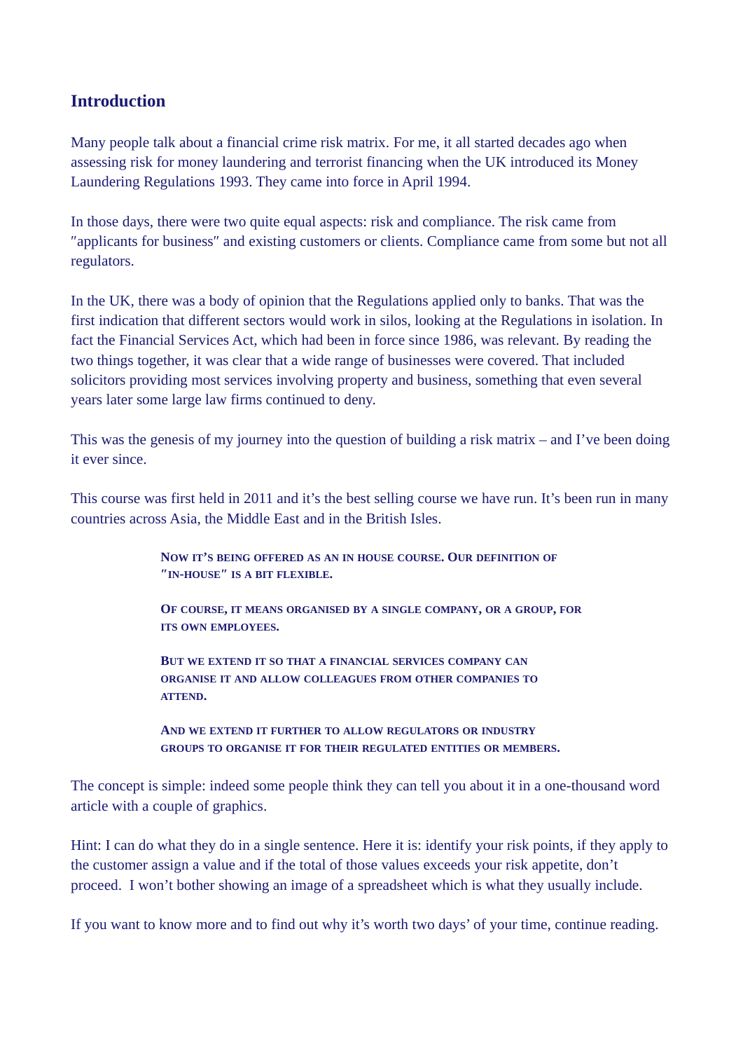## Introduction

Many people talk about a financial crime risk matrix. For me, it all started decades ago when assessing risk for money laundering and terrorist financing when the UK introduced its Money Laundering Regulations 1993. They came into force in April 1994.

In those days, there were two quite equal aspects: risk and compliance. The risk came from "applicants for business" and existing customers or clients. Compliance came from some but not all regulators.

In the UK, there was a body of opinion that the Regulations applied only to banks. That was the first indication that different sectors would work in silos, looking at the Regulations in isolation. In fact the Financial Services Act, which had been in force since 1986, was relevant. By reading the two things together, it was clear that a wide range of businesses were covered. That included solicitors providing most services involving property and business, something that even several years later some large law firms continued to deny.

This was the genesis of my journey into the question of building a risk matrix – and I've been doing it ever since.

This course was first held in 2011 and it's the best selling course we have run. It's been run in many countries across Asia, the Middle East and in the British Isles.

> **Now it's being offered as an in house course. Our definition of "in-house" is a bit flexible.**
>
> **Of course, it means organised by a single company, or a group, for its own employees.**
>
> **But we extend it so that a financial services company can organise it and allow colleagues from other companies to attend.**
>
> **And we extend it further to allow regulators or industry groups to organise it for their regulated entities or members.**

The concept is simple: indeed some people think they can tell you about it in a one-thousand word article with a couple of graphics.

Hint: I can do what they do in a single sentence. Here it is: identify your risk points, if they apply to the customer assign a value and if the total of those values exceeds your risk appetite, don't proceed. I won't bother showing an image of a spreadsheet which is what they usually include.

If you want to know more and to find out why it's worth two days' of your time, continue reading.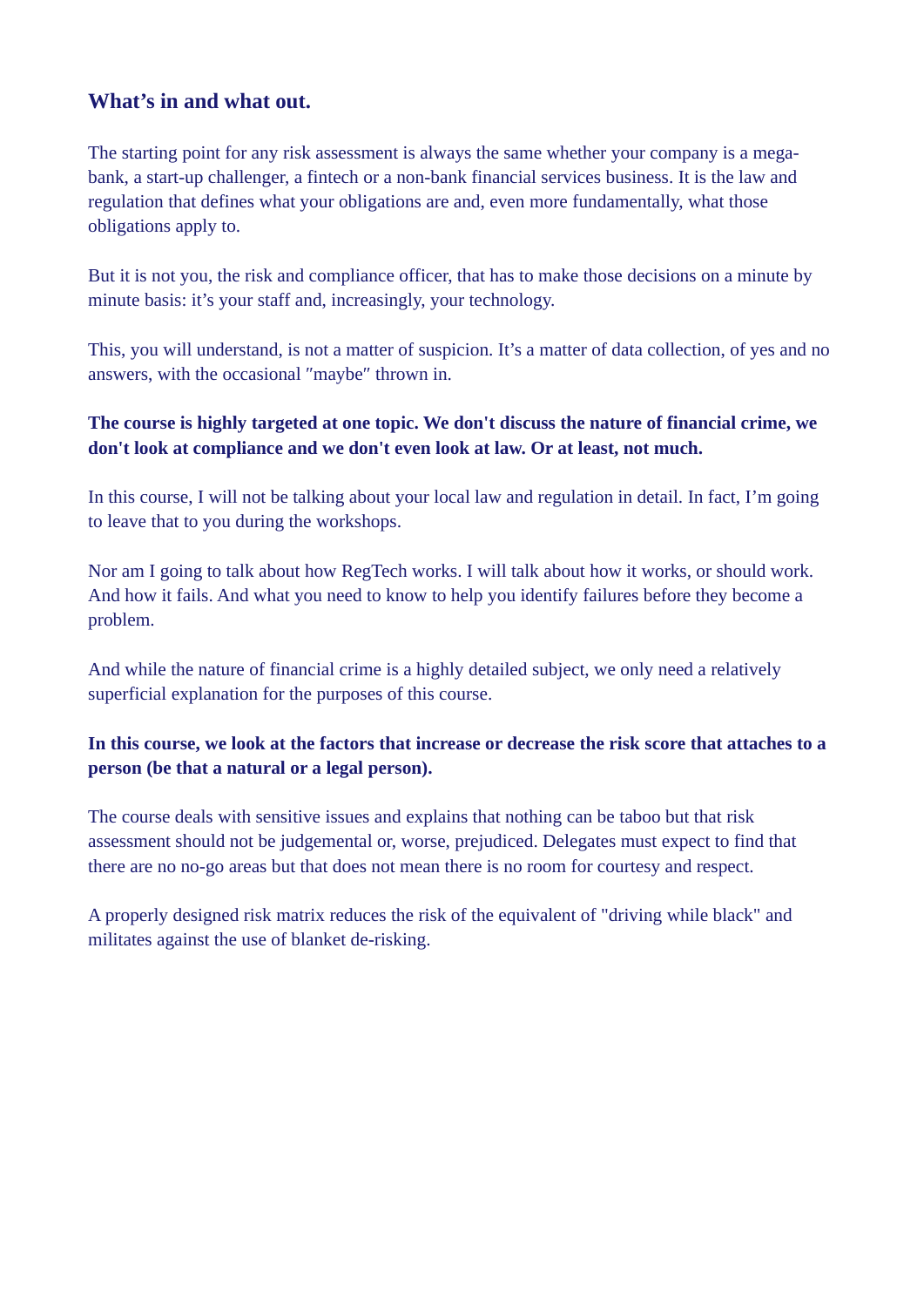## What's in and what out.

The starting point for any risk assessment is always the same whether your company is a mega-bank, a start-up challenger, a fintech or a non-bank financial services business. It is the law and regulation that defines what your obligations are and, even more fundamentally, what those obligations apply to.

But it is not you, the risk and compliance officer, that has to make those decisions on a minute by minute basis: it's your staff and, increasingly, your technology.

This, you will understand, is not a matter of suspicion. It's a matter of data collection, of yes and no answers, with the occasional ″maybe″ thrown in.

**The course is highly targeted at one topic. We don't discuss the nature of financial crime, we don't look at compliance and we don't even look at law. Or at least, not much.**

In this course, I will not be talking about your local law and regulation in detail. In fact, I'm going to leave that to you during the workshops.

Nor am I going to talk about how RegTech works. I will talk about how it works, or should work. And how it fails. And what you need to know to help you identify failures before they become a problem.

And while the nature of financial crime is a highly detailed subject, we only need a relatively superficial explanation for the purposes of this course.

**In this course, we look at the factors that increase or decrease the risk score that attaches to a person (be that a natural or a legal person).**

The course deals with sensitive issues and explains that nothing can be taboo but that risk assessment should not be judgemental or, worse, prejudiced. Delegates must expect to find that there are no no-go areas but that does not mean there is no room for courtesy and respect.

A properly designed risk matrix reduces the risk of the equivalent of "driving while black" and militates against the use of blanket de-risking.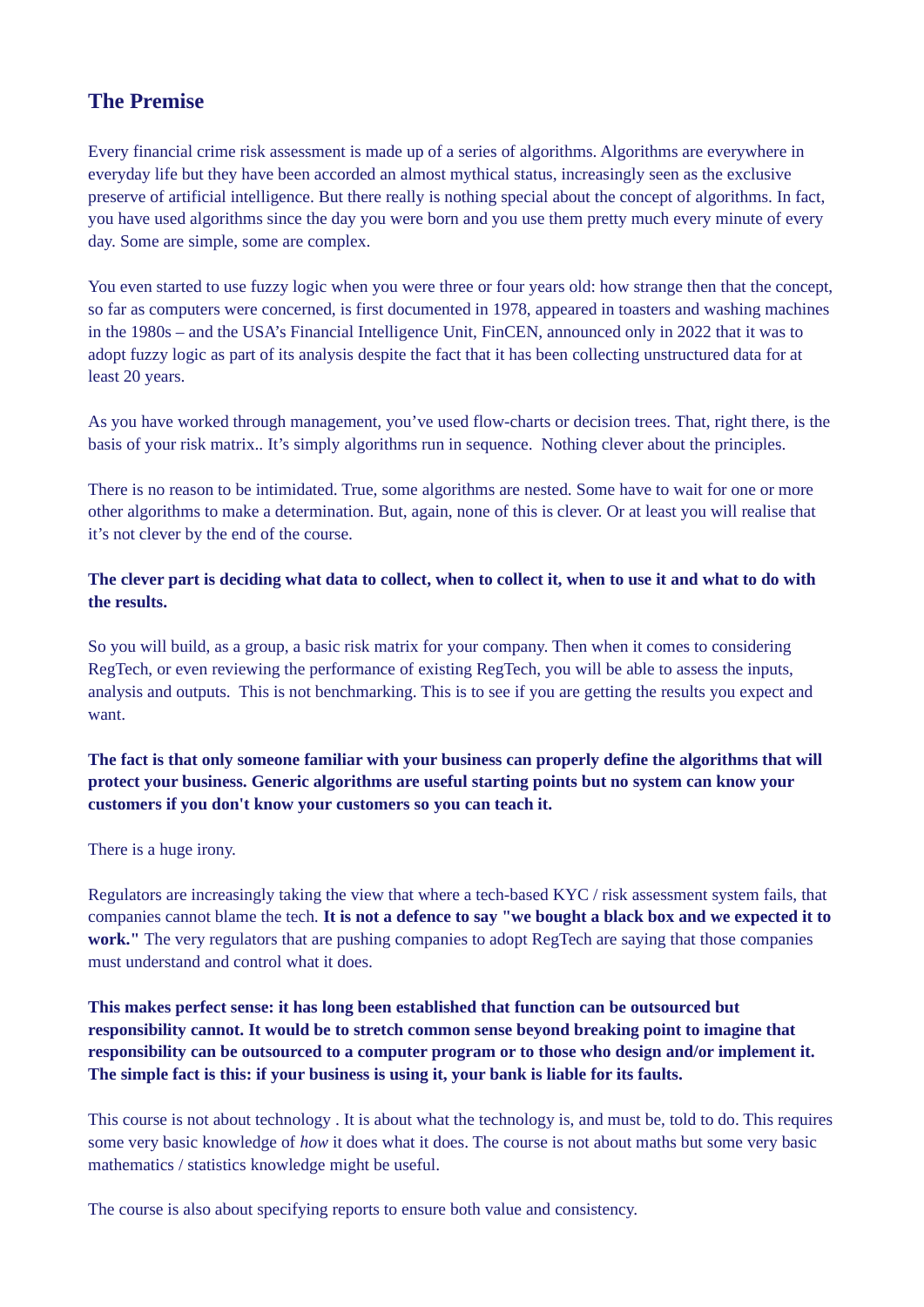## The Premise

Every financial crime risk assessment is made up of a series of algorithms. Algorithms are everywhere in everyday life but they have been accorded an almost mythical status, increasingly seen as the exclusive preserve of artificial intelligence. But there really is nothing special about the concept of algorithms. In fact, you have used algorithms since the day you were born and you use them pretty much every minute of every day. Some are simple, some are complex.

You even started to use fuzzy logic when you were three or four years old: how strange then that the concept, so far as computers were concerned, is first documented in 1978, appeared in toasters and washing machines in the 1980s – and the USA's Financial Intelligence Unit, FinCEN, announced only in 2022 that it was to adopt fuzzy logic as part of its analysis despite the fact that it has been collecting unstructured data for at least 20 years.

As you have worked through management, you've used flow-charts or decision trees. That, right there, is the basis of your risk matrix.. It's simply algorithms run in sequence.  Nothing clever about the principles.

There is no reason to be intimidated. True, some algorithms are nested. Some have to wait for one or more other algorithms to make a determination. But, again, none of this is clever. Or at least you will realise that it's not clever by the end of the course.

**The clever part is deciding what data to collect, when to collect it, when to use it and what to do with the results.**

So you will build, as a group, a basic risk matrix for your company. Then when it comes to considering RegTech, or even reviewing the performance of existing RegTech, you will be able to assess the inputs, analysis and outputs.  This is not benchmarking. This is to see if you are getting the results you expect and want.

**The fact is that only someone familiar with your business can properly define the algorithms that will protect your business. Generic algorithms are useful starting points but no system can know your customers if you don't know your customers so you can teach it.**

There is a huge irony.

Regulators are increasingly taking the view that where a tech-based KYC / risk assessment system fails, that companies cannot blame the tech. **It is not a defence to say "we bought a black box and we expected it to work."** The very regulators that are pushing companies to adopt RegTech are saying that those companies must understand and control what it does.

**This makes perfect sense: it has long been established that function can be outsourced but responsibility cannot. It would be to stretch common sense beyond breaking point to imagine that responsibility can be outsourced to a computer program or to those who design and/or implement it. The simple fact is this: if your business is using it, your bank is liable for its faults.**

This course is not about technology . It is about what the technology is, and must be, told to do. This requires some very basic knowledge of *how* it does what it does. The course is not about maths but some very basic mathematics / statistics knowledge might be useful.

The course is also about specifying reports to ensure both value and consistency.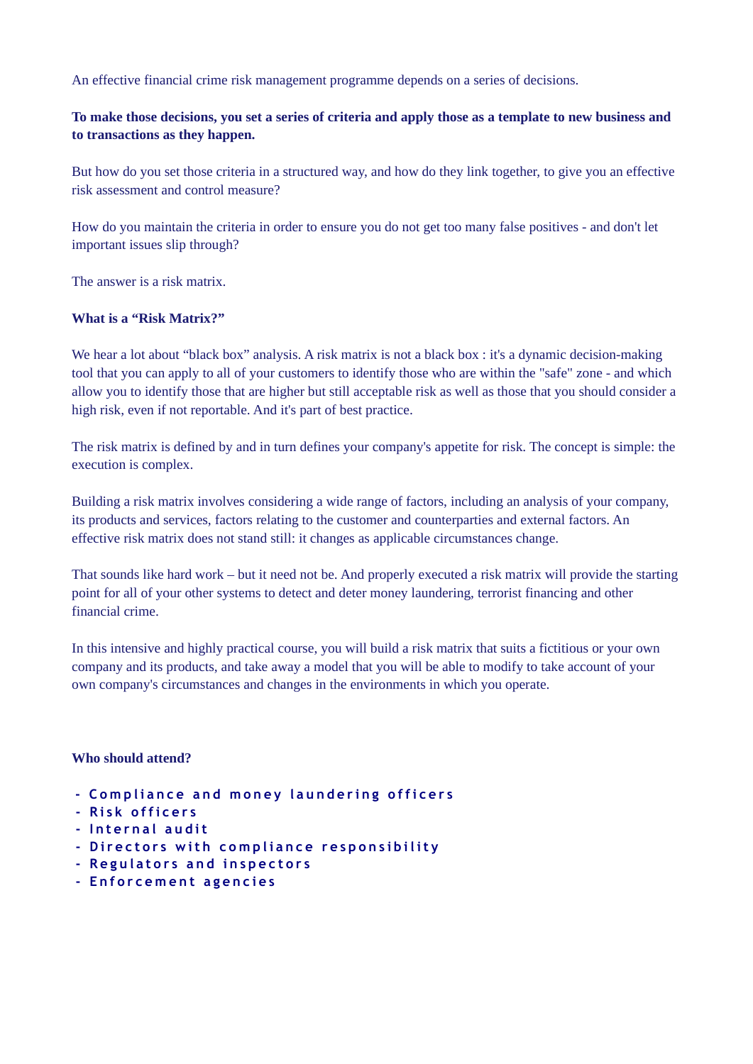An effective financial crime risk management programme depends on a series of decisions.

**To make those decisions, you set a series of criteria and apply those as a template to new business and to transactions as they happen.**

But how do you set those criteria in a structured way, and how do they link together, to give you an effective risk assessment and control measure?

How do you maintain the criteria in order to ensure you do not get too many false positives - and don't let important issues slip through?

The answer is a risk matrix.

**What is a "Risk Matrix?"**

We hear a lot about "black box" analysis. A risk matrix is not a black box : it's a dynamic decision-making tool that you can apply to all of your customers to identify those who are within the "safe" zone - and which allow you to identify those that are higher but still acceptable risk as well as those that you should consider a high risk, even if not reportable. And it's part of best practice.

The risk matrix is defined by and in turn defines your company's appetite for risk. The concept is simple: the execution is complex.

Building a risk matrix involves considering a wide range of factors, including an analysis of your company, its products and services, factors relating to the customer and counterparties and external factors. An effective risk matrix does not stand still: it changes as applicable circumstances change.

That sounds like hard work – but it need not be. And properly executed a risk matrix will provide the starting point for all of your other systems to detect and deter money laundering, terrorist financing and other financial crime.

In this intensive and highly practical course, you will build a risk matrix that suits a fictitious or your own company and its products, and take away a model that you will be able to modify to take account of your own company's circumstances and changes in the environments in which you operate.

**Who should attend?**

- Compliance and money laundering officers
- Risk officers
- Internal audit
- Directors with compliance responsibility
- Regulators and inspectors
- Enforcement agencies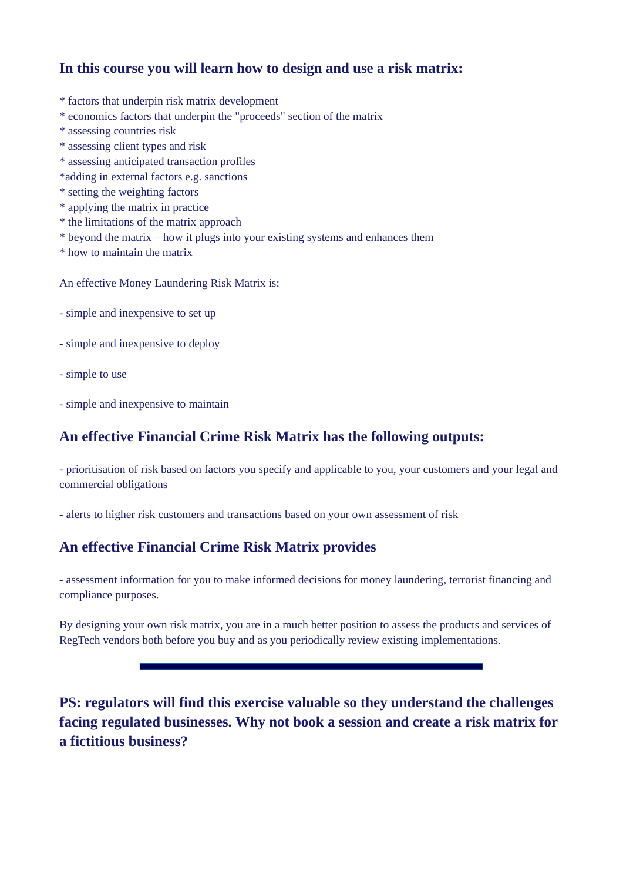## In this course you will learn how to design and use a risk matrix:

* factors that underpin risk matrix development
* economics factors that underpin the "proceeds" section of the matrix
* assessing countries risk
* assessing client types and risk
* assessing anticipated transaction profiles
*adding in external factors e.g. sanctions
* setting the weighting factors
* applying the matrix in practice
* the limitations of the matrix approach
* beyond the matrix – how it plugs into your existing systems and enhances them
* how to maintain the matrix

An effective Money Laundering Risk Matrix is:

- simple and inexpensive to set up

- simple and inexpensive to deploy

- simple to use

- simple and inexpensive to maintain

## An effective Financial Crime Risk Matrix has the following outputs:

- prioritisation of risk based on factors you specify and applicable to you, your customers and your legal and commercial obligations

- alerts to higher risk customers and transactions based on your own assessment of risk

## An effective Financial Crime Risk Matrix provides

- assessment information for you to make informed decisions for money laundering, terrorist financing and compliance purposes.

By designing your own risk matrix, you are in a much better position to assess the products and services of RegTech vendors both before you buy and as you periodically review existing implementations.

---

## PS: regulators will find this exercise valuable so they understand the challenges facing regulated businesses. Why not book a session and create a risk matrix for a fictitious business?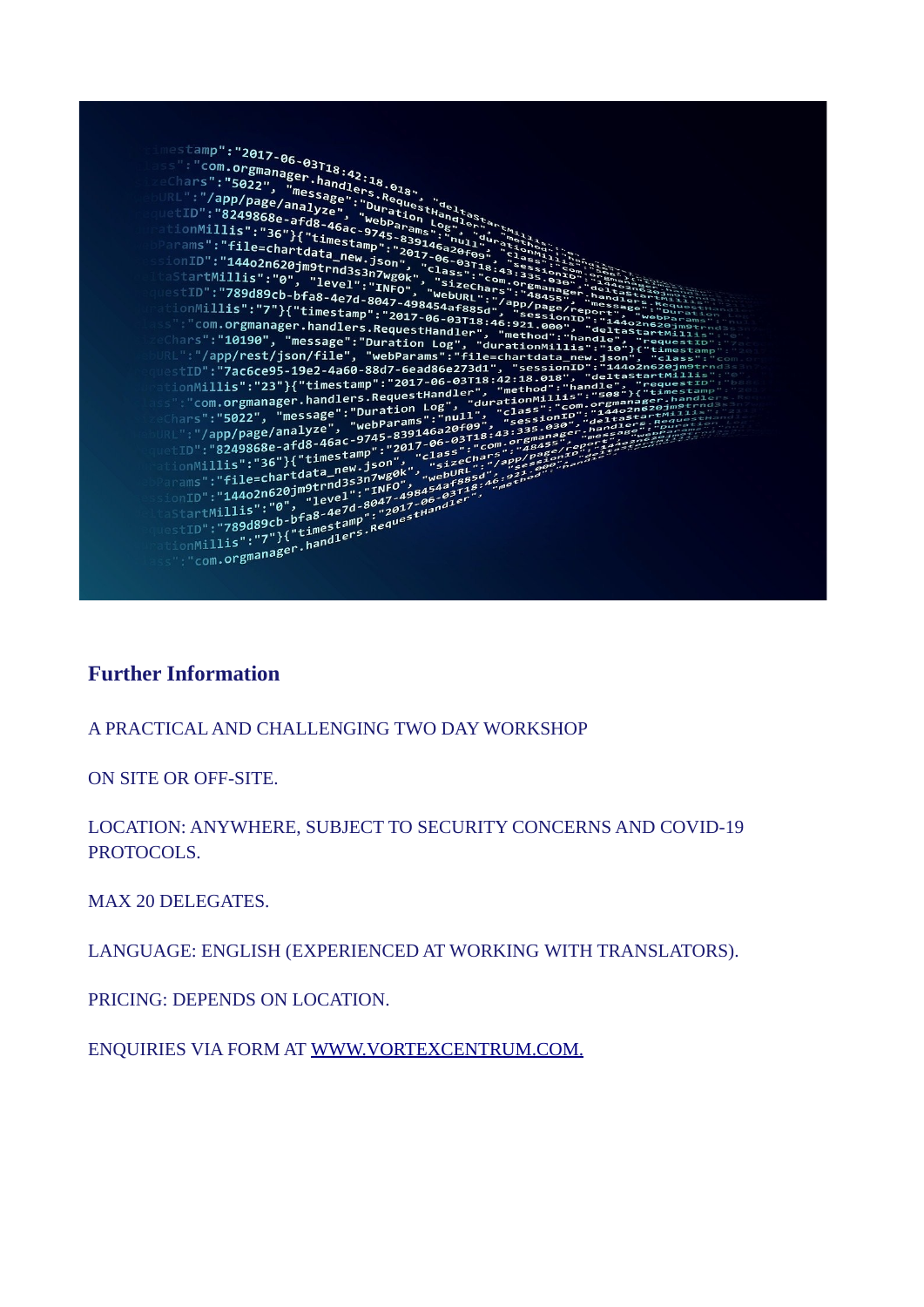## Further Information

A PRACTICAL AND CHALLENGING TWO DAY WORKSHOP

ON SITE OR OFF-SITE.

LOCATION: ANYWHERE, SUBJECT TO SECURITY CONCERNS AND COVID-19 PROTOCOLS.

MAX 20 DELEGATES.

LANGUAGE: ENGLISH (EXPERIENCED AT WORKING WITH TRANSLATORS).

PRICING: DEPENDS ON LOCATION.

ENQUIRIES VIA FORM AT [WWW.VORTEXCENTRUM.COM.](http://WWW.VORTEXCENTRUM.COM)